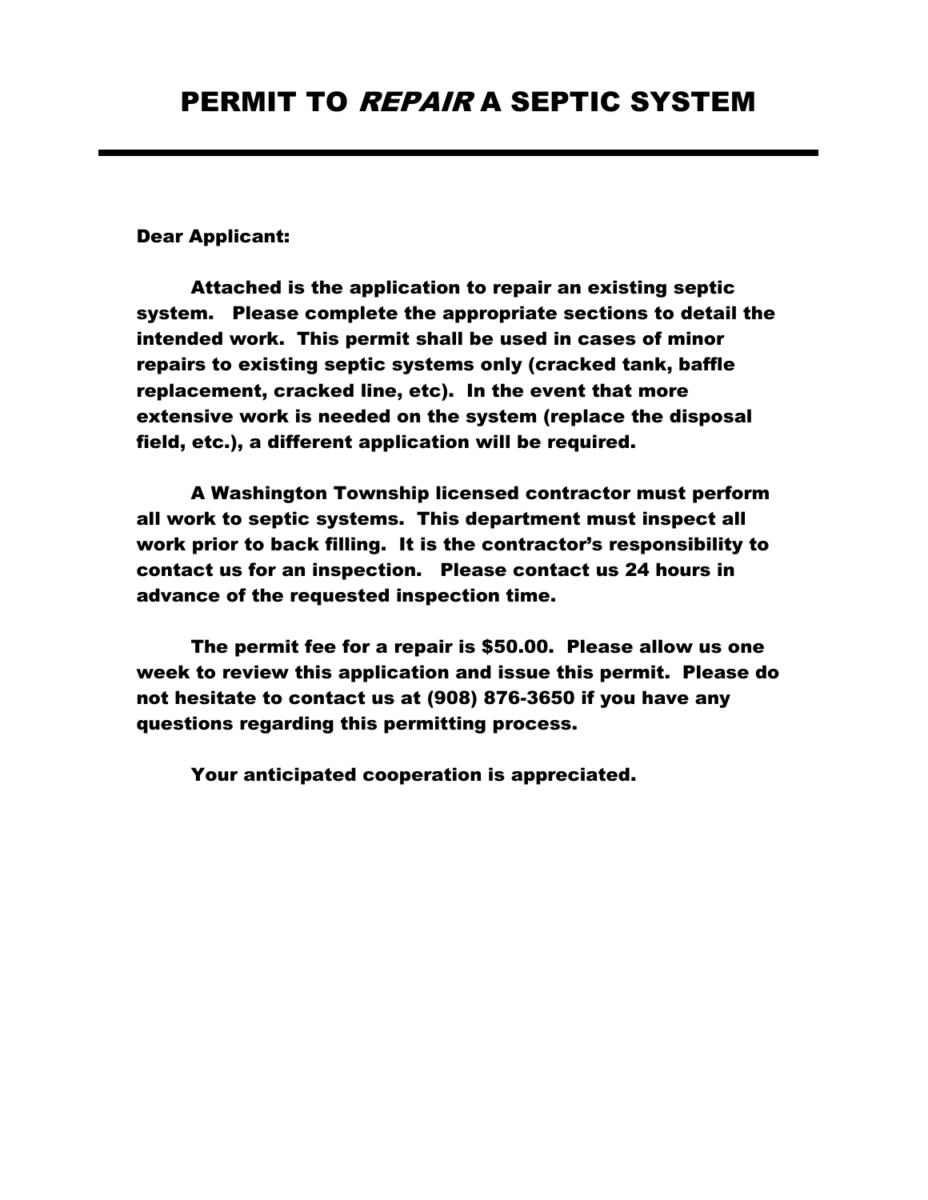# PERMIT TO *REPAIR* A SEPTIC SYSTEM

---

**Dear Applicant:**

**Attached is the application to repair an existing septic system. Please complete the appropriate sections to detail the intended work. This permit shall be used in cases of minor repairs to existing septic systems only (cracked tank, baffle replacement, cracked line, etc). In the event that more extensive work is needed on the system (replace the disposal field, etc.), a different application will be required.**

**A Washington Township licensed contractor must perform all work to septic systems. This department must inspect all work prior to back filling. It is the contractor's responsibility to contact us for an inspection. Please contact us 24 hours in advance of the requested inspection time.**

**The permit fee for a repair is $50.00. Please allow us one week to review this application and issue this permit. Please do not hesitate to contact us at (908) 876-3650 if you have any questions regarding this permitting process.**

**Your anticipated cooperation is appreciated.**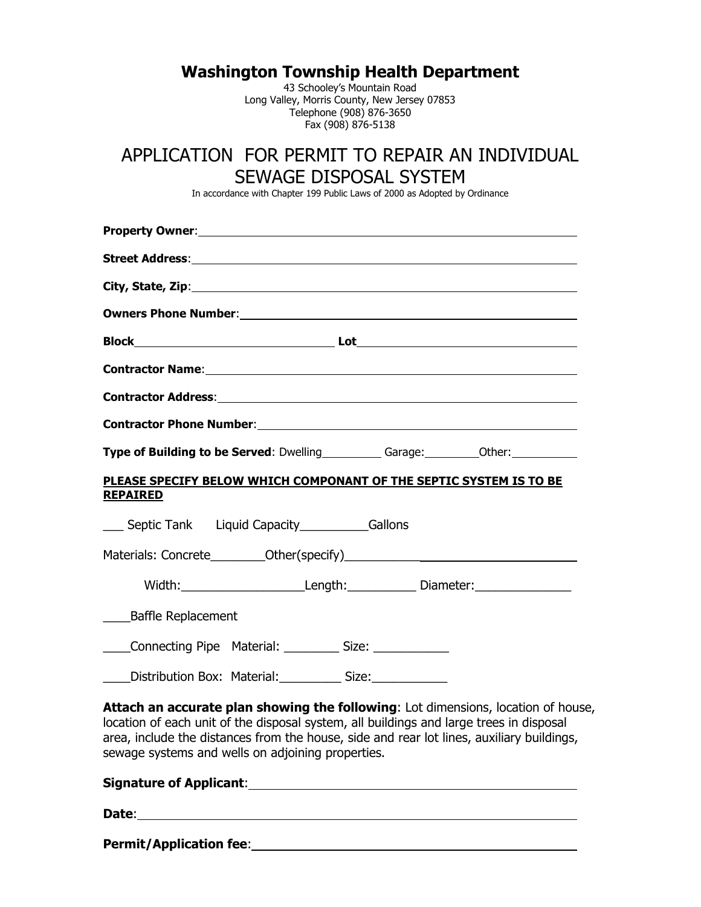# Washington Township Health Department

43 Schooley's Mountain Road
Long Valley, Morris County, New Jersey 07853
Telephone (908) 876-3650
Fax (908) 876-5138

## APPLICATION FOR PERMIT TO REPAIR AN INDIVIDUAL SEWAGE DISPOSAL SYSTEM

In accordance with Chapter 199 Public Laws of 2000 as Adopted by Ordinance

**Property Owner**: ______________________________

**Street Address**: ______________________________

**City, State, Zip**: ______________________________

**Owners Phone Number**: ______________________________

**Block** ______________ **Lot** ______________

**Contractor Name**: ______________________________

**Contractor Address**: ______________________________

**Contractor Phone Number**: ______________________________

**Type of Building to be Served**: Dwelling__________ Garage:_________ Other:___________

**PLEASE SPECIFY BELOW WHICH COMPONANT OF THE SEPTIC SYSTEM IS TO BE REPAIRED**

___ Septic Tank Liquid Capacity__________Gallons

Materials: Concrete________Other(specify)______________________

Width:__________________Length:__________ Diameter:______________

____Baffle Replacement

____Connecting Pipe Material: ________ Size: ___________

____Distribution Box: Material:_________ Size:___________

**Attach an accurate plan showing the following**: Lot dimensions, location of house, location of each unit of the disposal system, all buildings and large trees in disposal area, include the distances from the house, side and rear lot lines, auxiliary buildings, sewage systems and wells on adjoining properties.

**Signature of Applicant**: ______________________________

**Date**: ______________________________

**Permit/Application fee**: ______________________________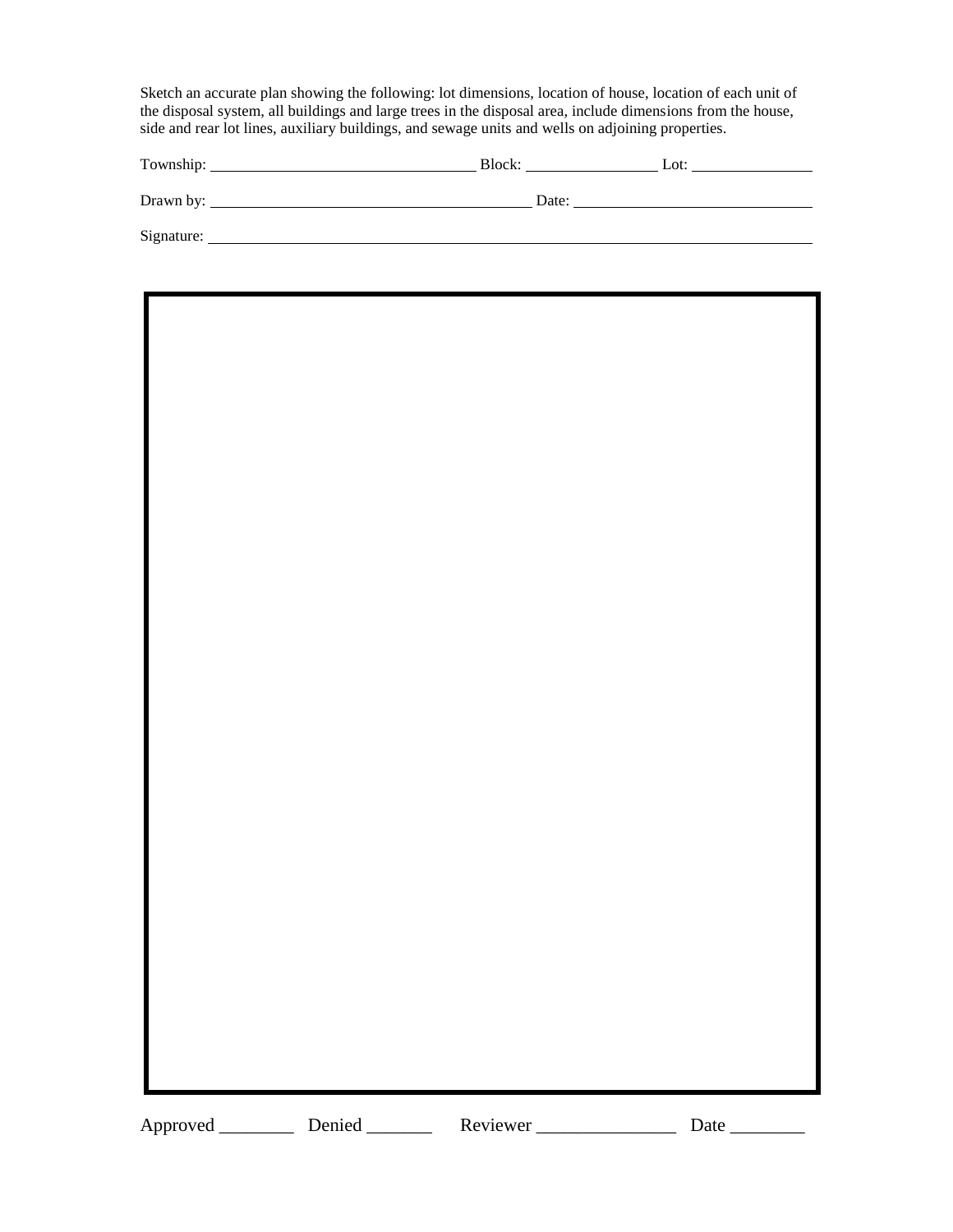Sketch an accurate plan showing the following: lot dimensions, location of house, location of each unit of the disposal system, all buildings and large trees in the disposal area, include dimensions from the house, side and rear lot lines, auxiliary buildings, and sewage units and wells on adjoining properties.

Township: ________________________________ Block: ________________ Lot: _______________

Drawn by: ________________________________________ Date: ______________________________

Signature: ______________________________________________________________________

Approved ________ Denied _______ Reviewer _______________ Date ________